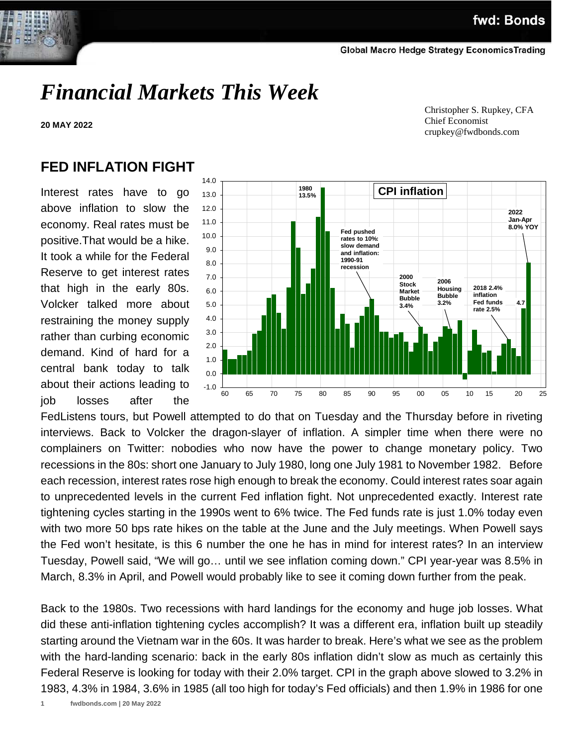# Financial Markets This Week

**20 MAY 2022**

Christopher S. Rupkey, CFA
Chief Economist
crupkey@fwdbonds.com

## FED INFLATION FIGHT

Interest rates have to go above inflation to slow the economy. Real rates must be positive.That would be a hike. It took a while for the Federal Reserve to get interest rates that high in the early 80s. Volcker talked more about restraining the money supply rather than curbing economic demand. Kind of hard for a central bank today to talk about their actions leading to job losses after the FedListens tours, but Powell attempted to do that on Tuesday and the Thursday before in riveting interviews. Back to Volcker the dragon-slayer of inflation. A simpler time when there were no complainers on Twitter: nobodies who now have the power to change monetary policy. Two recessions in the 80s: short one January to July 1980, long one July 1981 to November 1982. Before each recession, interest rates rose high enough to break the economy. Could interest rates soar again to unprecedented levels in the current Fed inflation fight. Not unprecedented exactly. Interest rate tightening cycles starting in the 1990s went to 6% twice. The Fed funds rate is just 1.0% today even with two more 50 bps rate hikes on the table at the June and the July meetings. When Powell says the Fed won't hesitate, is this 6 number the one he has in mind for interest rates? In an interview Tuesday, Powell said, "We will go… until we see inflation coming down." CPI year-year was 8.5% in March, 8.3% in April, and Powell would probably like to see it coming down further from the peak.

Back to the 1980s. Two recessions with hard landings for the economy and huge job losses. What did these anti-inflation tightening cycles accomplish? It was a different era, inflation built up steadily starting around the Vietnam war in the 60s. It was harder to break. Here's what we see as the problem with the hard-landing scenario: back in the early 80s inflation didn't slow as much as certainly this Federal Reserve is looking for today with their 2.0% target. CPI in the graph above slowed to 3.2% in 1983, 4.3% in 1984, 3.6% in 1985 (all too high for today's Fed officials) and then 1.9% in 1986 for one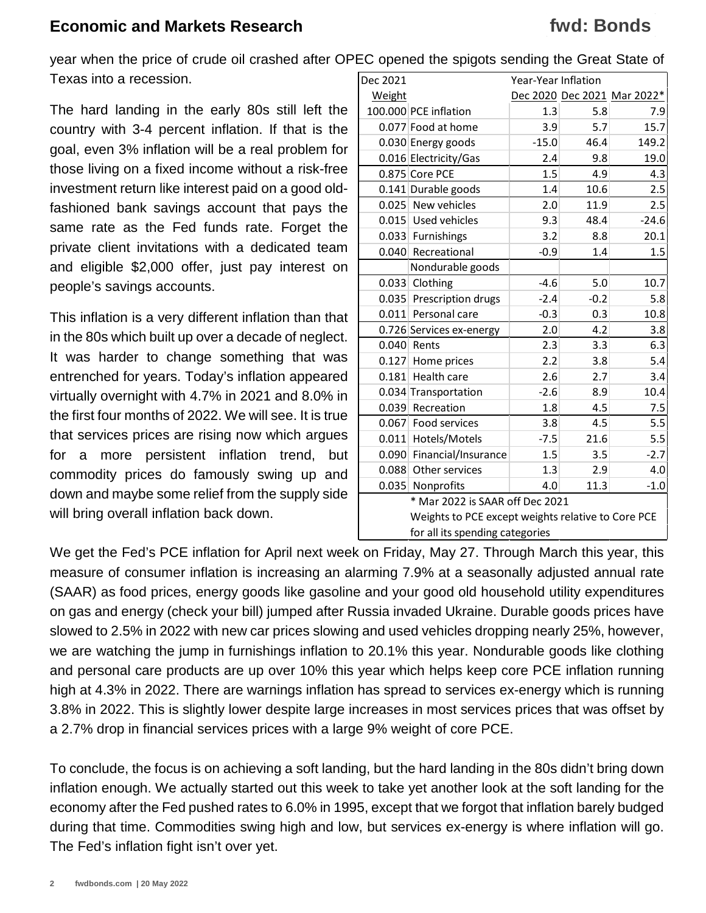year when the price of crude oil crashed after OPEC opened the spigots sending the Great State of Texas into a recession.

The hard landing in the early 80s still left the country with 3-4 percent inflation. If that is the goal, even 3% inflation will be a real problem for those living on a fixed income without a risk-free investment return like interest paid on a good old-fashioned bank savings account that pays the same rate as the Fed funds rate. Forget the private client invitations with a dedicated team and eligible $2,000 offer, just pay interest on people's savings accounts.

This inflation is a very different inflation than that in the 80s which built up over a decade of neglect. It was harder to change something that was entrenched for years. Today's inflation appeared virtually overnight with 4.7% in 2021 and 8.0% in the first four months of 2022. We will see. It is true that services prices are rising now which argues for a more persistent inflation trend, but commodity prices do famously swing up and down and maybe some relief from the supply side will bring overall inflation back down.

| Dec 2021 | | Year-Year Inflation | | |
|---|---|---|---|---|
| Weight | | Dec 2020 | Dec 2021 | Mar 2022* |
| 100.000 | PCE inflation | 1.3 | 5.8 | 7.9 |
| 0.077 | Food at home | 3.9 | 5.7 | 15.7 |
| 0.030 | Energy goods | -15.0 | 46.4 | 149.2 |
| 0.016 | Electricity/Gas | 2.4 | 9.8 | 19.0 |
| 0.875 | Core PCE | 1.5 | 4.9 | 4.3 |
| 0.141 | Durable goods | 1.4 | 10.6 | 2.5 |
| 0.025 | New vehicles | 2.0 | 11.9 | 2.5 |
| 0.015 | Used vehicles | 9.3 | 48.4 | -24.6 |
| 0.033 | Furnishings | 3.2 | 8.8 | 20.1 |
| 0.040 | Recreational | -0.9 | 1.4 | 1.5 |
| | Nondurable goods | | | |
| 0.033 | Clothing | -4.6 | 5.0 | 10.7 |
| 0.035 | Prescription drugs | -2.4 | -0.2 | 5.8 |
| 0.011 | Personal care | -0.3 | 0.3 | 10.8 |
| 0.726 | Services ex-energy | 2.0 | 4.2 | 3.8 |
| 0.040 | Rents | 2.3 | 3.3 | 6.3 |
| 0.127 | Home prices | 2.2 | 3.8 | 5.4 |
| 0.181 | Health care | 2.6 | 2.7 | 3.4 |
| 0.034 | Transportation | -2.6 | 8.9 | 10.4 |
| 0.039 | Recreation | 1.8 | 4.5 | 7.5 |
| 0.067 | Food services | 3.8 | 4.5 | 5.5 |
| 0.011 | Hotels/Motels | -7.5 | 21.6 | 5.5 |
| 0.090 | Financial/Insurance | 1.5 | 3.5 | -2.7 |
| 0.088 | Other services | 1.3 | 2.9 | 4.0 |
| 0.035 | Nonprofits | 4.0 | 11.3 | -1.0 |

\* Mar 2022 is SAAR off Dec 2021
Weights to PCE except weights relative to Core PCE for all its spending categories

We get the Fed's PCE inflation for April next week on Friday, May 27. Through March this year, this measure of consumer inflation is increasing an alarming 7.9% at a seasonally adjusted annual rate (SAAR) as food prices, energy goods like gasoline and your good old household utility expenditures on gas and energy (check your bill) jumped after Russia invaded Ukraine. Durable goods prices have slowed to 2.5% in 2022 with new car prices slowing and used vehicles dropping nearly 25%, however, we are watching the jump in furnishings inflation to 20.1% this year. Nondurable goods like clothing and personal care products are up over 10% this year which helps keep core PCE inflation running high at 4.3% in 2022. There are warnings inflation has spread to services ex-energy which is running 3.8% in 2022. This is slightly lower despite large increases in most services prices that was offset by a 2.7% drop in financial services prices with a large 9% weight of core PCE.

To conclude, the focus is on achieving a soft landing, but the hard landing in the 80s didn't bring down inflation enough. We actually started out this week to take yet another look at the soft landing for the economy after the Fed pushed rates to 6.0% in 1995, except that we forgot that inflation barely budged during that time. Commodities swing high and low, but services ex-energy is where inflation will go. The Fed's inflation fight isn't over yet.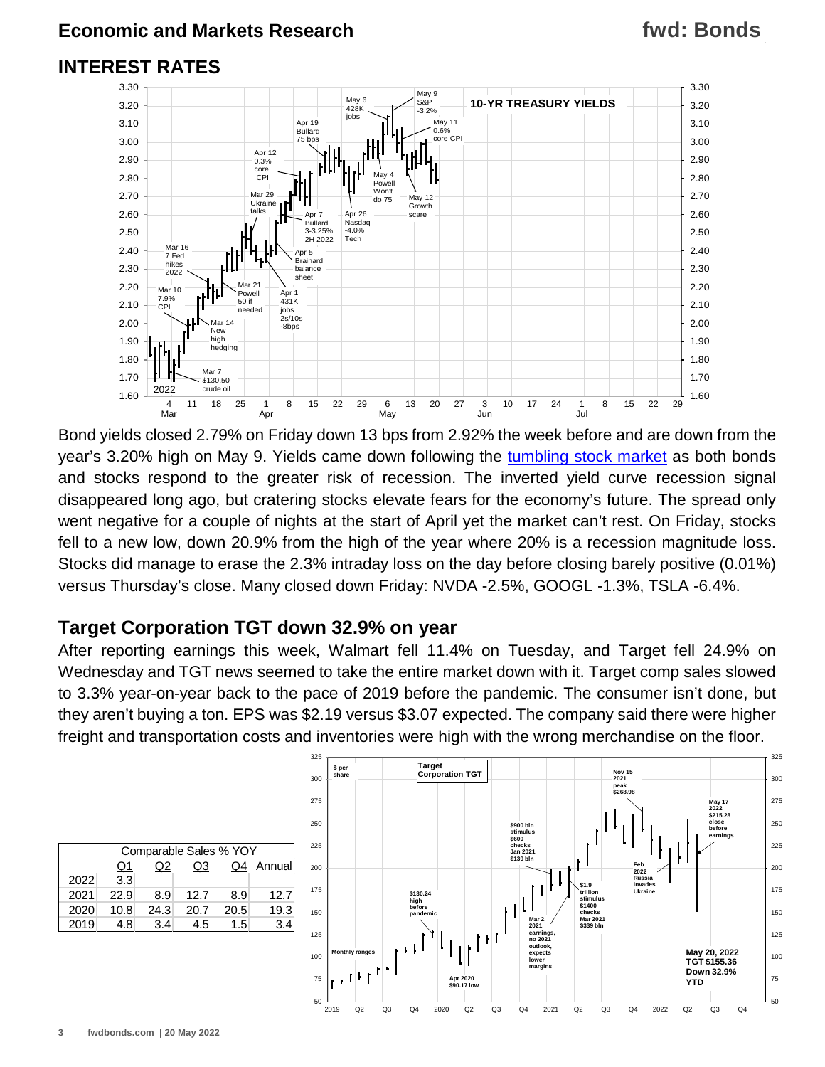## INTEREST RATES

Bond yields closed 2.79% on Friday down 13 bps from 2.92% the week before and are down from the year's 3.20% high on May 9. Yields came down following the tumbling stock market as both bonds and stocks respond to the greater risk of recession. The inverted yield curve recession signal disappeared long ago, but cratering stocks elevate fears for the economy's future. The spread only went negative for a couple of nights at the start of April yet the market can't rest. On Friday, stocks fell to a new low, down 20.9% from the high of the year where 20% is a recession magnitude loss. Stocks did manage to erase the 2.3% intraday loss on the day before closing barely positive (0.01%) versus Thursday's close. Many closed down Friday: NVDA -2.5%, GOOGL -1.3%, TSLA -6.4%.

## Target Corporation TGT down 32.9% on year

After reporting earnings this week, Walmart fell 11.4% on Tuesday, and Target fell 24.9% on Wednesday and TGT news seemed to take the entire market down with it. Target comp sales slowed to 3.3% year-on-year back to the pace of 2019 before the pandemic. The consumer isn't done, but they aren't buying a ton. EPS was $2.19 versus $3.07 expected. The company said there were higher freight and transportation costs and inventories were high with the wrong merchandise on the floor.

| Comparable Sales % YOY | | | | | |
|---|---|---|---|---|---|
| | Q1 | Q2 | Q3 | Q4 | Annual |
| 2022 | 3.3 | | | | |
| 2021 | 22.9 | 8.9 | 12.7 | 8.9 | 12.7 |
| 2020 | 10.8 | 24.3 | 20.7 | 20.5 | 19.3 |
| 2019 | 4.8 | 3.4 | 4.5 | 1.5 | 3.4 |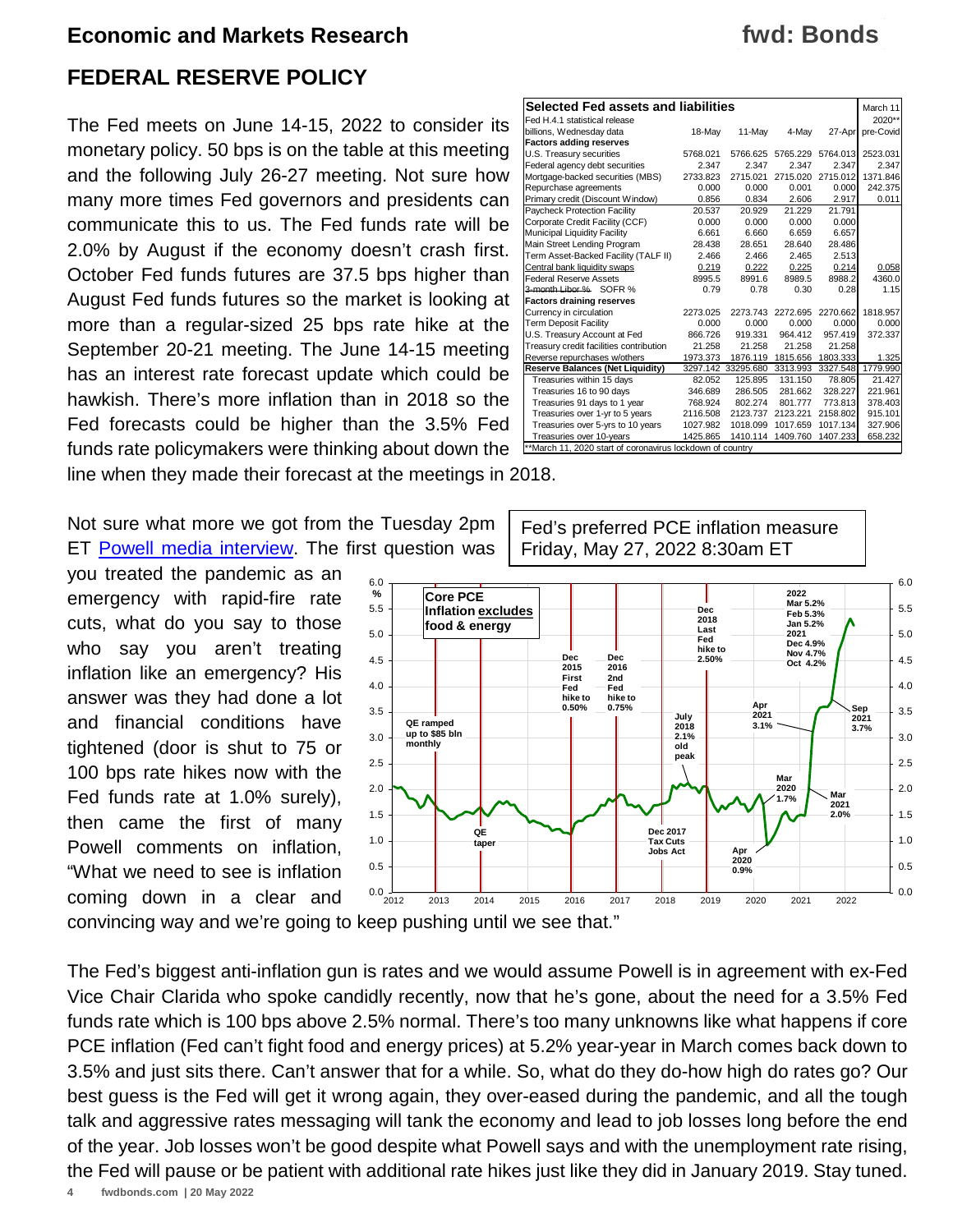## FEDERAL RESERVE POLICY

The Fed meets on June 14-15, 2022 to consider its monetary policy. 50 bps is on the table at this meeting and the following July 26-27 meeting. Not sure how many more times Fed governors and presidents can communicate this to us. The Fed funds rate will be 2.0% by August if the economy doesn't crash first. October Fed funds futures are 37.5 bps higher than August Fed funds futures so the market is looking at more than a regular-sized 25 bps rate hike at the September 20-21 meeting. The June 14-15 meeting has an interest rate forecast update which could be hawkish. There's more inflation than in 2018 so the Fed forecasts could be higher than the 3.5% Fed funds rate policymakers were thinking about down the line when they made their forecast at the meetings in 2018.

| Selected Fed assets and liabilities | | | | | March 11 |
|---|---|---|---|---|---|
| Fed H.4.1 statistical release | | | | | 2020** |
| billions, Wednesday data | 18-May | 11-May | 4-May | 27-Apr | pre-Covid |
| **Factors adding reserves** | | | | | |
| U.S. Treasury securities | 5768.021 | 5766.625 | 5765.229 | 5764.013 | 2523.031 |
| Federal agency debt securities | 2.347 | 2.347 | 2.347 | 2.347 | 2.347 |
| Mortgage-backed securities (MBS) | 2733.823 | 2715.021 | 2715.020 | 2715.012 | 1371.846 |
| Repurchase agreements | 0.000 | 0.000 | 0.001 | 0.000 | 242.375 |
| Primary credit (Discount Window) | 0.856 | 0.834 | 2.606 | 2.917 | 0.011 |
| Paycheck Protection Facility | 20.537 | 20.929 | 21.229 | 21.791 | |
| Corporate Credit Facility (CCF) | 0.000 | 0.000 | 0.000 | 0.000 | |
| Municipal Liquidity Facility | 6.661 | 6.660 | 6.659 | 6.657 | |
| Main Street Lending Program | 28.438 | 28.651 | 28.640 | 28.486 | |
| Term Asset-Backed Facility (TALF II) | 2.466 | 2.466 | 2.465 | 2.513 | |
| Central bank liquidity swaps | 0.219 | 0.222 | 0.225 | 0.214 | 0.058 |
| Federal Reserve Assets | 8995.5 | 8991.6 | 8989.5 | 8988.2 | 4360.0 |
| ~~3-month Libor %~~ SOFR % | 0.79 | 0.78 | 0.30 | 0.28 | 1.15 |
| **Factors draining reserves** | | | | | |
| Currency in circulation | 2273.025 | 2273.743 | 2272.695 | 2270.662 | 1818.957 |
| Term Deposit Facility | 0.000 | 0.000 | 0.000 | 0.000 | 0.000 |
| U.S. Treasury Account at Fed | 866.726 | 919.331 | 964.412 | 957.419 | 372.337 |
| Treasury credit facilities contribution | 21.258 | 21.258 | 21.258 | 21.258 | |
| Reverse repurchases w/others | 1973.373 | 1876.119 | 1815.656 | 1803.333 | 1.325 |
| **Reserve Balances (Net Liquidity)** | 3297.142 | 33295.680 | 3313.993 | 3327.548 | 1779.990 |
| Treasuries within 15 days | 82.052 | 125.895 | 131.150 | 78.805 | 21.427 |
| Treasuries 16 to 90 days | 346.689 | 286.505 | 281.662 | 328.227 | 221.961 |
| Treasuries 91 days to 1 year | 768.924 | 802.274 | 801.777 | 773.813 | 378.403 |
| Treasuries over 1-yr to 5 years | 2116.508 | 2123.737 | 2123.221 | 2158.802 | 915.101 |
| Treasuries over 5-yrs to 10 years | 1027.982 | 1018.099 | 1017.659 | 1017.134 | 327.906 |
| Treasuries over 10-years | 1425.865 | 1410.114 | 1409.760 | 1407.233 | 658.232 |

**March 11, 2020 start of coronavirus lockdown of country

Not sure what more we got from the Tuesday 2pm ET [Powell media interview](). The first question was you treated the pandemic as an emergency with rapid-fire rate cuts, what do you say to those who say you aren't treating inflation like an emergency? His answer was they had done a lot and financial conditions have tightened (door is shut to 75 or 100 bps rate hikes now with the Fed funds rate at 1.0% surely), then came the first of many Powell comments on inflation, "What we need to see is inflation coming down in a clear and convincing way and we're going to keep pushing until we see that."

Fed's preferred PCE inflation measure
Friday, May 27, 2022 8:30am ET

The Fed's biggest anti-inflation gun is rates and we would assume Powell is in agreement with ex-Fed Vice Chair Clarida who spoke candidly recently, now that he's gone, about the need for a 3.5% Fed funds rate which is 100 bps above 2.5% normal. There's too many unknowns like what happens if core PCE inflation (Fed can't fight food and energy prices) at 5.2% year-year in March comes back down to 3.5% and just sits there. Can't answer that for a while. So, what do they do-how high do rates go? Our best guess is the Fed will get it wrong again, they over-eased during the pandemic, and all the tough talk and aggressive rates messaging will tank the economy and lead to job losses long before the end of the year. Job losses won't be good despite what Powell says and with the unemployment rate rising, the Fed will pause or be patient with additional rate hikes just like they did in January 2019. Stay tuned.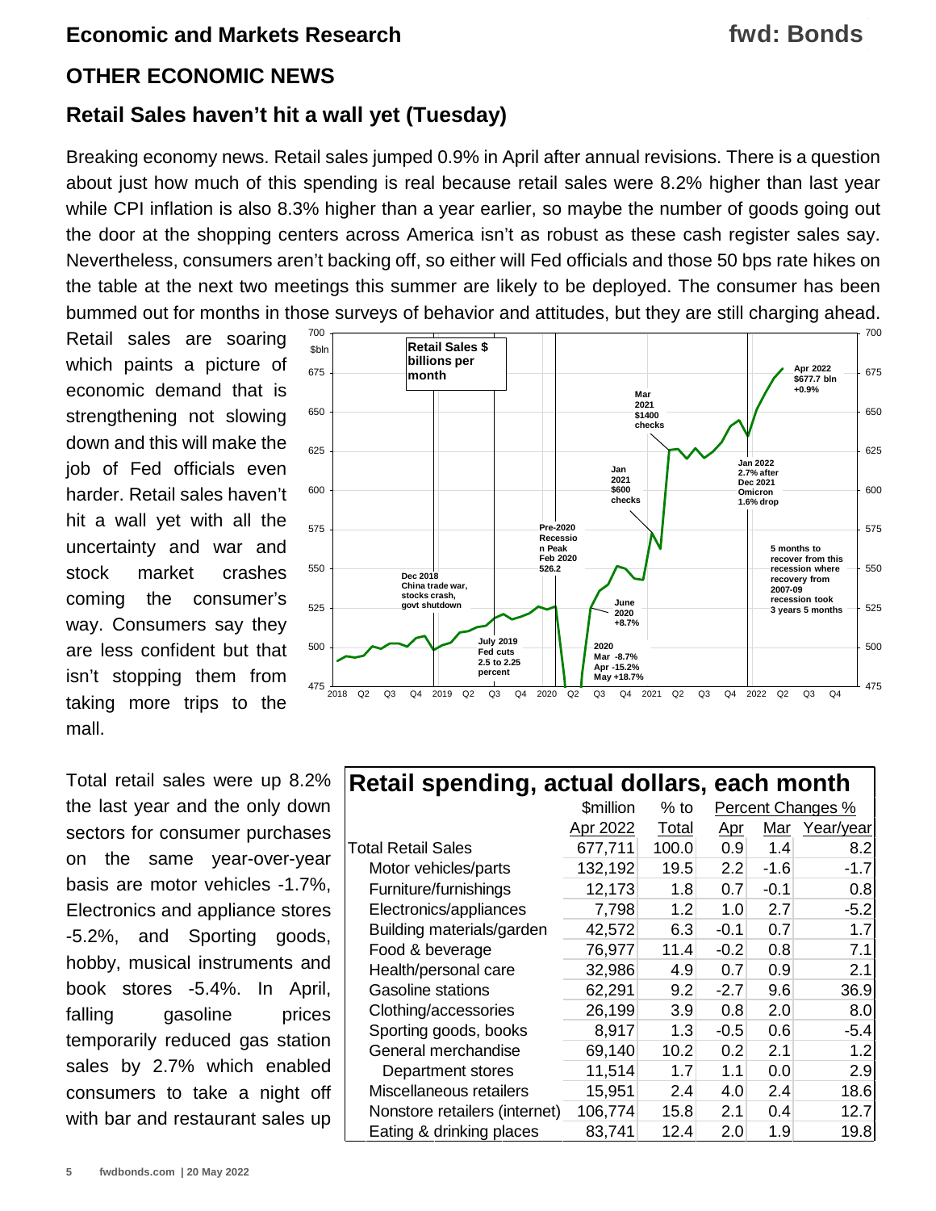## OTHER ECONOMIC NEWS

### Retail Sales haven't hit a wall yet (Tuesday)

Breaking economy news. Retail sales jumped 0.9% in April after annual revisions. There is a question about just how much of this spending is real because retail sales were 8.2% higher than last year while CPI inflation is also 8.3% higher than a year earlier, so maybe the number of goods going out the door at the shopping centers across America isn't as robust as these cash register sales say. Nevertheless, consumers aren't backing off, so either will Fed officials and those 50 bps rate hikes on the table at the next two meetings this summer are likely to be deployed. The consumer has been bummed out for months in those surveys of behavior and attitudes, but they are still charging ahead.

Retail sales are soaring which paints a picture of economic demand that is strengthening not slowing down and this will make the job of Fed officials even harder. Retail sales haven't hit a wall yet with all the uncertainty and war and stock market crashes coming the consumer's way. Consumers say they are less confident but that isn't stopping them from taking more trips to the mall.

Total retail sales were up 8.2% the last year and the only down sectors for consumer purchases on the same year-over-year basis are motor vehicles -1.7%, Electronics and appliance stores -5.2%, and Sporting goods, hobby, musical instruments and book stores -5.4%. In April, falling gasoline prices temporarily reduced gas station sales by 2.7% which enabled consumers to take a night off with bar and restaurant sales up

**Retail spending, actual dollars, each month**

| | $million | % to | Percent Changes % | | |
|---|---|---|---|---|---|
| | Apr 2022 | Total | Apr | Mar | Year/year |
| Total Retail Sales | 677,711 | 100.0 | 0.9 | 1.4 | 8.2 |
| Motor vehicles/parts | 132,192 | 19.5 | 2.2 | -1.6 | -1.7 |
| Furniture/furnishings | 12,173 | 1.8 | 0.7 | -0.1 | 0.8 |
| Electronics/appliances | 7,798 | 1.2 | 1.0 | 2.7 | -5.2 |
| Building materials/garden | 42,572 | 6.3 | -0.1 | 0.7 | 1.7 |
| Food & beverage | 76,977 | 11.4 | -0.2 | 0.8 | 7.1 |
| Health/personal care | 32,986 | 4.9 | 0.7 | 0.9 | 2.1 |
| Gasoline stations | 62,291 | 9.2 | -2.7 | 9.6 | 36.9 |
| Clothing/accessories | 26,199 | 3.9 | 0.8 | 2.0 | 8.0 |
| Sporting goods, books | 8,917 | 1.3 | -0.5 | 0.6 | -5.4 |
| General merchandise | 69,140 | 10.2 | 0.2 | 2.1 | 1.2 |
| Department stores | 11,514 | 1.7 | 1.1 | 0.0 | 2.9 |
| Miscellaneous retailers | 15,951 | 2.4 | 4.0 | 2.4 | 18.6 |
| Nonstore retailers (internet) | 106,774 | 15.8 | 2.1 | 0.4 | 12.7 |
| Eating & drinking places | 83,741 | 12.4 | 2.0 | 1.9 | 19.8 |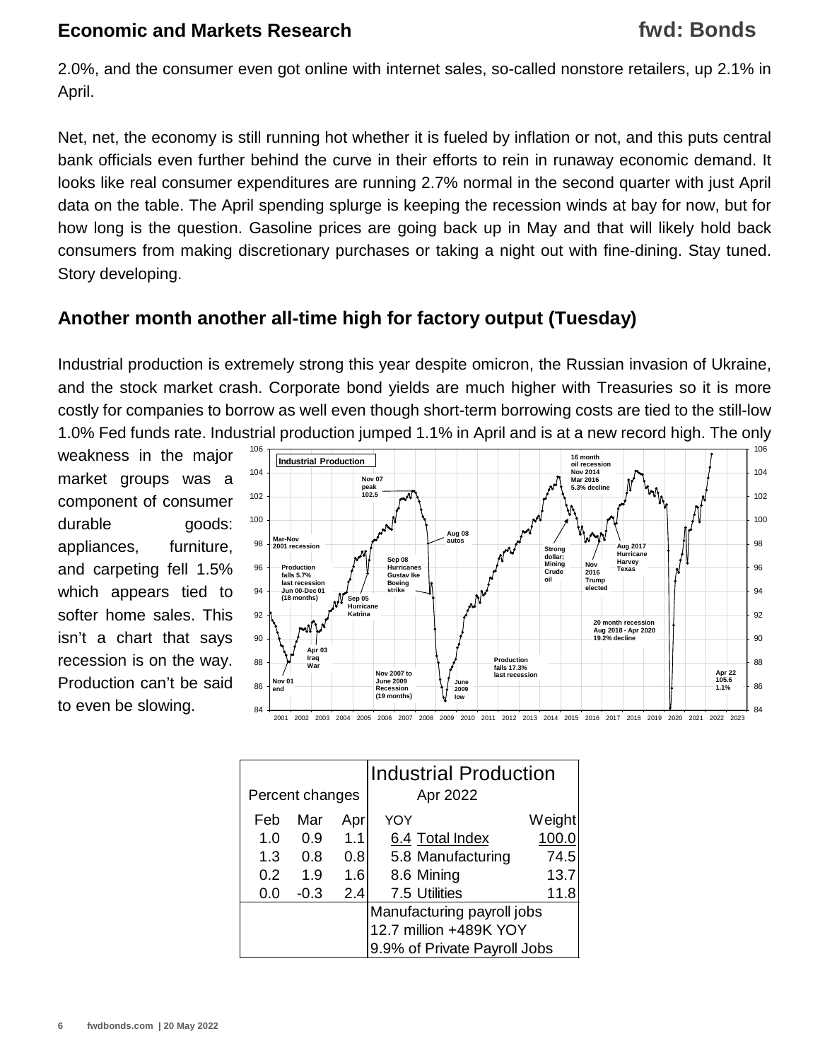2.0%, and the consumer even got online with internet sales, so-called nonstore retailers, up 2.1% in April.

Net, net, the economy is still running hot whether it is fueled by inflation or not, and this puts central bank officials even further behind the curve in their efforts to rein in runaway economic demand. It looks like real consumer expenditures are running 2.7% normal in the second quarter with just April data on the table. The April spending splurge is keeping the recession winds at bay for now, but for how long is the question. Gasoline prices are going back up in May and that will likely hold back consumers from making discretionary purchases or taking a night out with fine-dining. Stay tuned. Story developing.

## Another month another all-time high for factory output (Tuesday)

Industrial production is extremely strong this year despite omicron, the Russian invasion of Ukraine, and the stock market crash. Corporate bond yields are much higher with Treasuries so it is more costly for companies to borrow as well even though short-term borrowing costs are tied to the still-low 1.0% Fed funds rate. Industrial production jumped 1.1% in April and is at a new record high. The only weakness in the major market groups was a component of consumer durable goods: appliances, furniture, and carpeting fell 1.5% which appears tied to softer home sales. This isn't a chart that says recession is on the way. Production can't be said to even be slowing.

| Percent changes | | | Industrial Production Apr 2022 | | |
|---|---|---|---|---|---|
| Feb | Mar | Apr | YOY | | Weight |
| 1.0 | 0.9 | 1.1 | 6.4 | Total Index | 100.0 |
| 1.3 | 0.8 | 0.8 | 5.8 | Manufacturing | 74.5 |
| 0.2 | 1.9 | 1.6 | 8.6 | Mining | 13.7 |
| 0.0 | -0.3 | 2.4 | 7.5 | Utilities | 11.8 |
| | | | Manufacturing payroll jobs | | |
| | | | 12.7 million +489K YOY | | |
| | | | 9.9% of Private Payroll Jobs | | |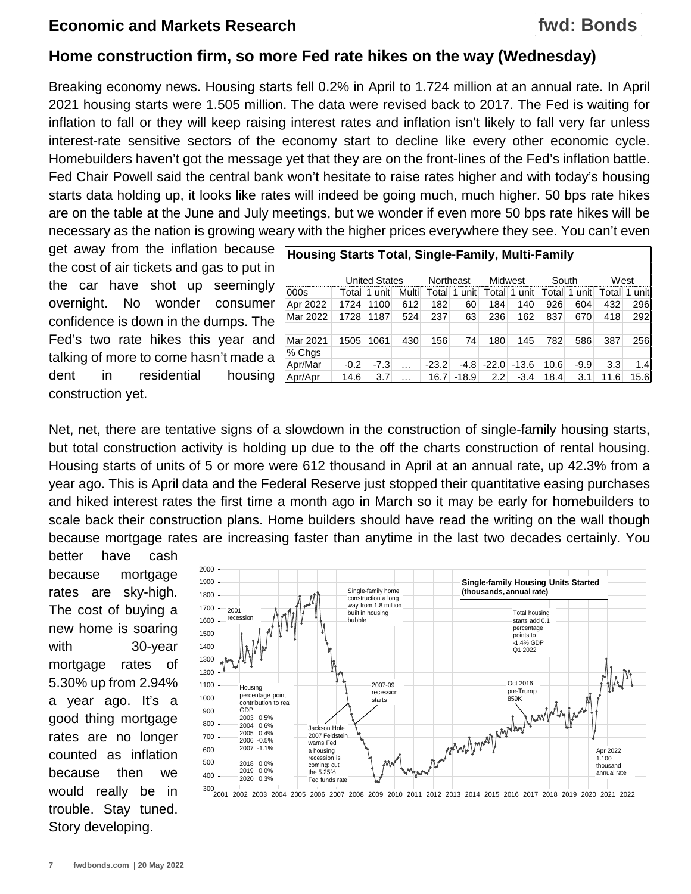## Home construction firm, so more Fed rate hikes on the way (Wednesday)

Breaking economy news. Housing starts fell 0.2% in April to 1.724 million at an annual rate. In April 2021 housing starts were 1.505 million. The data were revised back to 2017. The Fed is waiting for inflation to fall or they will keep raising interest rates and inflation isn't likely to fall very far unless interest-rate sensitive sectors of the economy start to decline like every other economic cycle. Homebuilders haven't got the message yet that they are on the front-lines of the Fed's inflation battle. Fed Chair Powell said the central bank won't hesitate to raise rates higher and with today's housing starts data holding up, it looks like rates will indeed be going much, much higher. 50 bps rate hikes are on the table at the June and July meetings, but we wonder if even more 50 bps rate hikes will be necessary as the nation is growing weary with the higher prices everywhere they see. You can't even get away from the inflation because the cost of air tickets and gas to put in the car have shot up seemingly overnight. No wonder consumer confidence is down in the dumps. The Fed's two rate hikes this year and talking of more to come hasn't made a dent in residential housing construction yet.

**Housing Starts Total, Single-Family, Multi-Family**

| | United States | | | Northeast | | Midwest | | South | | West | |
|---|---|---|---|---|---|---|---|---|---|---|---|
| 000s | Total | 1 unit | Multi | Total | 1 unit | Total | 1 unit | Total | 1 unit | Total | 1 unit |
| Apr 2022 | 1724 | 1100 | 612 | 182 | 60 | 184 | 140 | 926 | 604 | 432 | 296 |
| Mar 2022 | 1728 | 1187 | 524 | 237 | 63 | 236 | 162 | 837 | 670 | 418 | 292 |
| Mar 2021 | 1505 | 1061 | 430 | 156 | 74 | 180 | 145 | 782 | 586 | 387 | 256 |
| % Chgs | | | | | | | | | | | |
| Apr/Mar | -0.2 | -7.3 | ... | -23.2 | -4.8 | -22.0 | -13.6 | 10.6 | -9.9 | 3.3 | 1.4 |
| Apr/Apr | 14.6 | 3.7 | ... | 16.7 | -18.9 | 2.2 | -3.4 | 18.4 | 3.1 | 11.6 | 15.6 |

Net, net, there are tentative signs of a slowdown in the construction of single-family housing starts, but total construction activity is holding up due to the off the charts construction of rental housing. Housing starts of units of 5 or more were 612 thousand in April at an annual rate, up 42.3% from a year ago. This is April data and the Federal Reserve just stopped their quantitative easing purchases and hiked interest rates the first time a month ago in March so it may be early for homebuilders to scale back their construction plans. Home builders should have read the writing on the wall though because mortgage rates are increasing faster than anytime in the last two decades certainly. You better have cash because mortgage rates are sky-high. The cost of buying a new home is soaring with 30-year mortgage rates of 5.30% up from 2.94% a year ago. It's a good thing mortgage rates are no longer counted as inflation because then we would really be in trouble. Stay tuned. Story developing.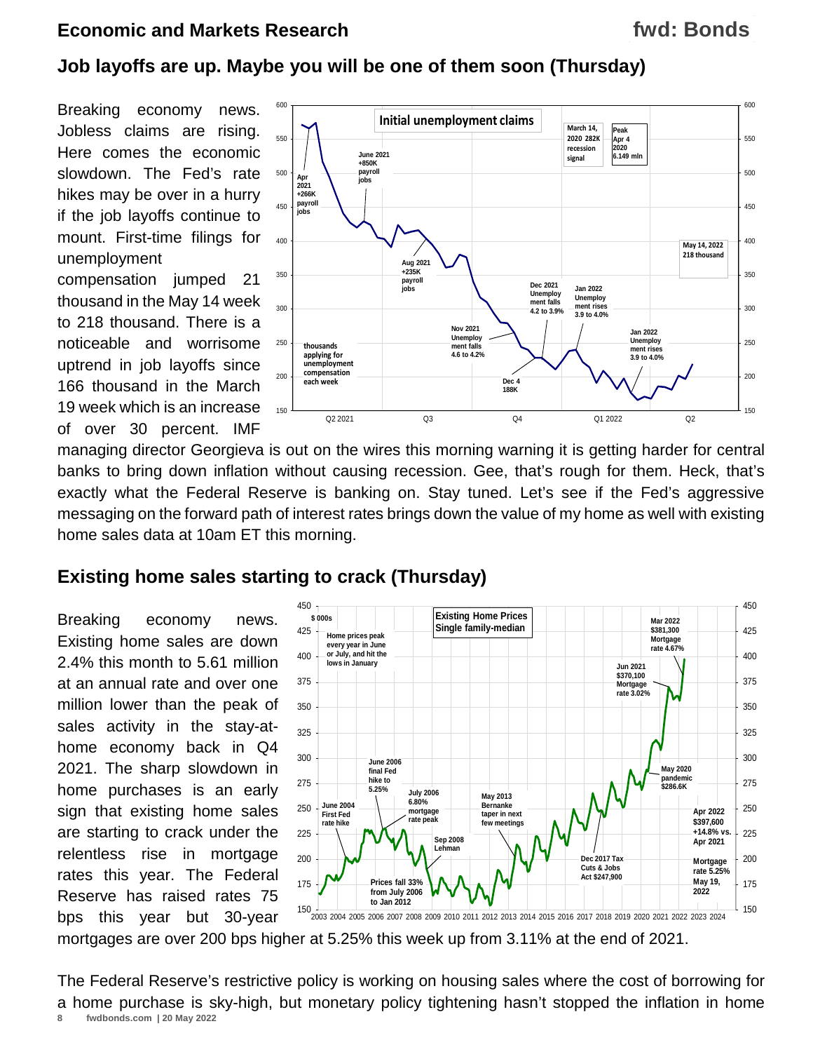## Job layoffs are up. Maybe you will be one of them soon (Thursday)

Breaking economy news. Jobless claims are rising. Here comes the economic slowdown. The Fed's rate hikes may be over in a hurry if the job layoffs continue to mount. First-time filings for unemployment compensation jumped 21 thousand in the May 14 week to 218 thousand. There is a noticeable and worrisome uptrend in job layoffs since 166 thousand in the March 19 week which is an increase of over 30 percent. IMF managing director Georgieva is out on the wires this morning warning it is getting harder for central banks to bring down inflation without causing recession. Gee, that's rough for them. Heck, that's exactly what the Federal Reserve is banking on. Stay tuned. Let's see if the Fed's aggressive messaging on the forward path of interest rates brings down the value of my home as well with existing home sales data at 10am ET this morning.

## Existing home sales starting to crack (Thursday)

Breaking economy news. Existing home sales are down 2.4% this month to 5.61 million at an annual rate and over one million lower than the peak of sales activity in the stay-at-home economy back in Q4 2021. The sharp slowdown in home purchases is an early sign that existing home sales are starting to crack under the relentless rise in mortgage rates this year. The Federal Reserve has raised rates 75 bps this year but 30-year mortgages are over 200 bps higher at 5.25% this week up from 3.11% at the end of 2021.

The Federal Reserve's restrictive policy is working on housing sales where the cost of borrowing for a home purchase is sky-high, but monetary policy tightening hasn't stopped the inflation in home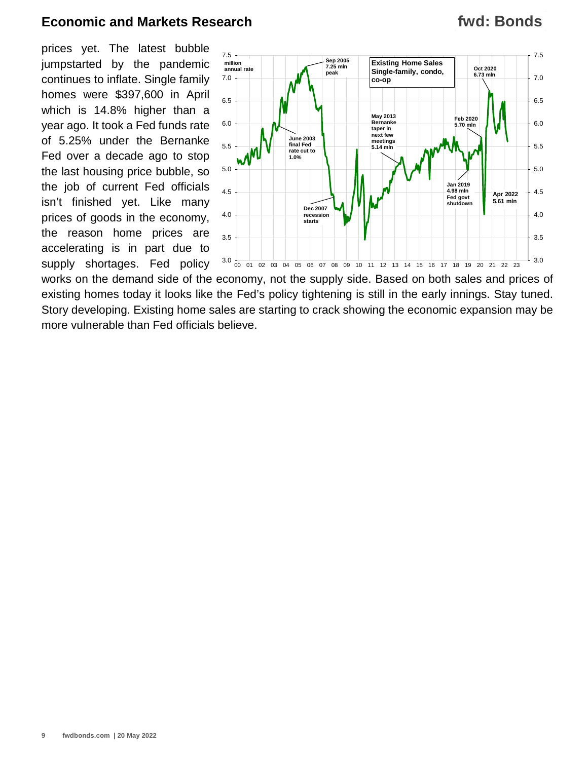prices yet. The latest bubble jumpstarted by the pandemic continues to inflate. Single family homes were $397,600 in April which is 14.8% higher than a year ago. It took a Fed funds rate of 5.25% under the Bernanke Fed over a decade ago to stop the last housing price bubble, so the job of current Fed officials isn't finished yet. Like many prices of goods in the economy, the reason home prices are accelerating is in part due to supply shortages. Fed policy works on the demand side of the economy, not the supply side. Based on both sales and prices of existing homes today it looks like the Fed's policy tightening is still in the early innings. Stay tuned. Story developing. Existing home sales are starting to crack showing the economic expansion may be more vulnerable than Fed officials believe.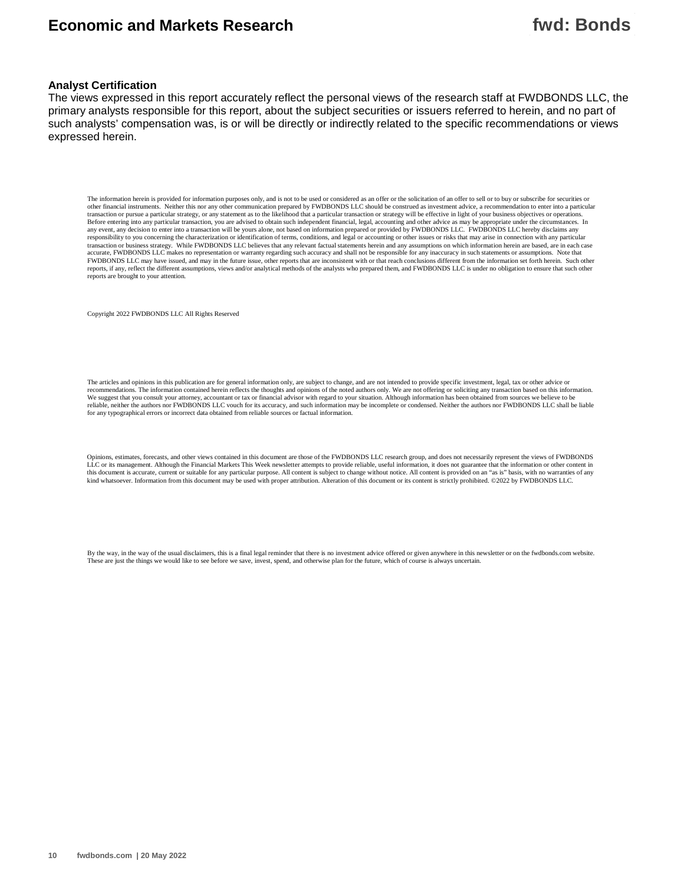**Analyst Certification**

The views expressed in this report accurately reflect the personal views of the research staff at FWDBONDS LLC, the primary analysts responsible for this report, about the subject securities or issuers referred to herein, and no part of such analysts' compensation was, is or will be directly or indirectly related to the specific recommendations or views expressed herein.

The information herein is provided for information purposes only, and is not to be used or considered as an offer or the solicitation of an offer to sell or to buy or subscribe for securities or other financial instruments. Neither this nor any other communication prepared by FWDBONDS LLC should be construed as investment advice, a recommendation to enter into a particular transaction or pursue a particular strategy, or any statement as to the likelihood that a particular transaction or strategy will be effective in light of your business objectives or operations. Before entering into any particular transaction, you are advised to obtain such independent financial, legal, accounting and other advice as may be appropriate under the circumstances. In any event, any decision to enter into a transaction will be yours alone, not based on information prepared or provided by FWDBONDS LLC. FWDBONDS LLC hereby disclaims any responsibility to you concerning the characterization or identification of terms, conditions, and legal or accounting or other issues or risks that may arise in connection with any particular transaction or business strategy. While FWDBONDS LLC believes that any relevant factual statements herein and any assumptions on which information herein are based, are in each case accurate, FWDBONDS LLC makes no representation or warranty regarding such accuracy and shall not be responsible for any inaccuracy in such statements or assumptions. Note that FWDBONDS LLC may have issued, and may in the future issue, other reports that are inconsistent with or that reach conclusions different from the information set forth herein. Such other reports, if any, reflect the different assumptions, views and/or analytical methods of the analysts who prepared them, and FWDBONDS LLC is under no obligation to ensure that such other reports are brought to your attention.

Copyright 2022 FWDBONDS LLC All Rights Reserved

The articles and opinions in this publication are for general information only, are subject to change, and are not intended to provide specific investment, legal, tax or other advice or recommendations. The information contained herein reflects the thoughts and opinions of the noted authors only. We are not offering or soliciting any transaction based on this information. We suggest that you consult your attorney, accountant or tax or financial advisor with regard to your situation. Although information has been obtained from sources we believe to be reliable, neither the authors nor FWDBONDS LLC vouch for its accuracy, and such information may be incomplete or condensed. Neither the authors nor FWDBONDS LLC shall be liable for any typographical errors or incorrect data obtained from reliable sources or factual information.

Opinions, estimates, forecasts, and other views contained in this document are those of the FWDBONDS LLC research group, and does not necessarily represent the views of FWDBONDS LLC or its management. Although the Financial Markets This Week newsletter attempts to provide reliable, useful information, it does not guarantee that the information or other content in this document is accurate, current or suitable for any particular purpose. All content is subject to change without notice. All content is provided on an "as is" basis, with no warranties of any kind whatsoever. Information from this document may be used with proper attribution. Alteration of this document or its content is strictly prohibited. ©2022 by FWDBONDS LLC.

By the way, in the way of the usual disclaimers, this is a final legal reminder that there is no investment advice offered or given anywhere in this newsletter or on the fwdbonds.com website. These are just the things we would like to see before we save, invest, spend, and otherwise plan for the future, which of course is always uncertain.